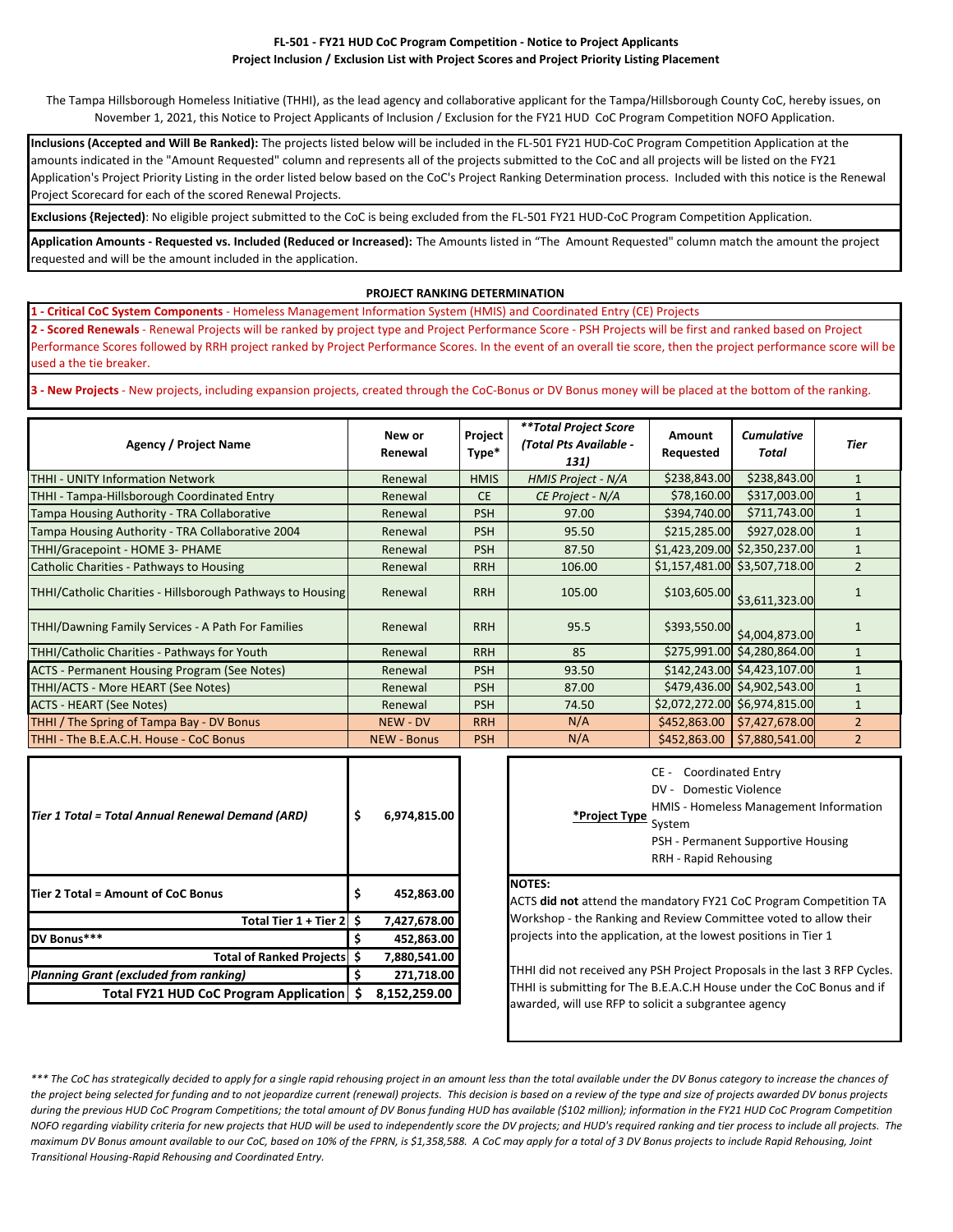**FL-501 - FY21 HUD CoC Program Competition - Notice to Project Applicants**
**Project Inclusion / Exclusion List with Project Scores and Project Priority Listing Placement**

The Tampa Hillsborough Homeless Initiative (THHI), as the lead agency and collaborative applicant for the Tampa/Hillsborough County CoC, hereby issues, on November 1, 2021, this Notice to Project Applicants of Inclusion / Exclusion for the FY21 HUD CoC Program Competition NOFO Application.

**Inclusions (Accepted and Will Be Ranked):** The projects listed below will be included in the FL-501 FY21 HUD-CoC Program Competition Application at the amounts indicated in the "Amount Requested" column and represents all of the projects submitted to the CoC and all projects will be listed on the FY21 Application's Project Priority Listing in the order listed below based on the CoC's Project Ranking Determination process. Included with this notice is the Renewal Project Scorecard for each of the scored Renewal Projects.

**Exclusions (Rejected)**: No eligible project submitted to the CoC is being excluded from the FL-501 FY21 HUD-CoC Program Competition Application.

**Application Amounts - Requested vs. Included (Reduced or Increased):** The Amounts listed in "The Amount Requested" column match the amount the project requested and will be the amount included in the application.

**PROJECT RANKING DETERMINATION**

**1 - Critical CoC System Components** - Homeless Management Information System (HMIS) and Coordinated Entry (CE) Projects

**2 - Scored Renewals** - Renewal Projects will be ranked by project type and Project Performance Score - PSH Projects will be first and ranked based on Project Performance Scores followed by RRH project ranked by Project Performance Scores. In the event of an overall tie score, then the project performance score will be used a the tie breaker.

**3 - New Projects** - New projects, including expansion projects, created through the CoC-Bonus or DV Bonus money will be placed at the bottom of the ranking.

| Agency / Project Name | New or Renewal | Project Type* | ***Total Project Score (Total Pts Available - 131)* | Amount Requested | *Cumulative Total* | *Tier* |
|---|---|---|---|---|---|---|
| THHI - UNITY Information Network | Renewal | HMIS | *HMIS Project - N/A* | $238,843.00 | $238,843.00 | 1 |
| THHI - Tampa-Hillsborough Coordinated Entry | Renewal | CE | *CE Project - N/A* | $78,160.00 | $317,003.00 | 1 |
| Tampa Housing Authority - TRA Collaborative | Renewal | PSH | 97.00 | $394,740.00 | $711,743.00 | 1 |
| Tampa Housing Authority - TRA Collaborative 2004 | Renewal | PSH | 95.50 | $215,285.00 | $927,028.00 | 1 |
| THHI/Gracepoint - HOME 3- PHAME | Renewal | PSH | 87.50 | $1,423,209.00 | $2,350,237.00 | 1 |
| Catholic Charities - Pathways to Housing | Renewal | RRH | 106.00 | $1,157,481.00 | $3,507,718.00 | 2 |
| THHI/Catholic Charities - Hillsborough Pathways to Housing | Renewal | RRH | 105.00 | $103,605.00 | $3,611,323.00 | 1 |
| THHI/Dawning Family Services - A Path For Families | Renewal | RRH | 95.5 | $393,550.00 | $4,004,873.00 | 1 |
| THHI/Catholic Charities - Pathways for Youth | Renewal | RRH | 85 | $275,991.00 | $4,280,864.00 | 1 |
| ACTS - Permanent Housing Program (See Notes) | Renewal | PSH | 93.50 | $142,243.00 | $4,423,107.00 | 1 |
| THHI/ACTS - More HEART (See Notes) | Renewal | PSH | 87.00 | $479,436.00 | $4,902,543.00 | 1 |
| ACTS - HEART (See Notes) | Renewal | PSH | 74.50 | $2,072,272.00 | $6,974,815.00 | 1 |
| THHI / The Spring of Tampa Bay - DV Bonus | NEW - DV | RRH | N/A | $452,863.00 | $7,427,678.00 | 2 |
| THHI - The B.E.A.C.H. House - CoC Bonus | NEW - Bonus | PSH | N/A | $452,863.00 | $7,880,541.00 | 2 |

| | |
|---|---|
| *Tier 1 Total = Total Annual Renewal Demand (ARD)* | $ 6,974,815.00 |
| **Tier 2 Total = Amount of CoC Bonus** | $ 452,863.00 |
| **Total Tier 1 + Tier 2** | $ 7,427,678.00 |
| **DV Bonus***** | $ 452,863.00 |
| **Total of Ranked Projects** | $ 7,880,541.00 |
| *Planning Grant (excluded from ranking)* | $ 271,718.00 |
| **Total FY21 HUD CoC Program Application** | $ 8,152,259.00 |

***Project Type**
- CE - Coordinated Entry
- DV - Domestic Violence
- HMIS - Homeless Management Information System
- PSH - Permanent Supportive Housing
- RRH - Rapid Rehousing

**NOTES:**
ACTS **did not** attend the mandatory FY21 CoC Program Competition TA Workshop - the Ranking and Review Committee voted to allow their projects into the application, at the lowest positions in Tier 1

THHI did not received any PSH Project Proposals in the last 3 RFP Cycles. THHI is submitting for The B.E.A.C.H House under the CoC Bonus and if awarded, will use RFP to solicit a subgrantee agency

**** The CoC has strategically decided to apply for a single rapid rehousing project in an amount less than the total available under the DV Bonus category to increase the chances of the project being selected for funding and to not jeopardize current (renewal) projects. This decision is based on a review of the type and size of projects awarded DV bonus projects during the previous HUD CoC Program Competitions; the total amount of DV Bonus funding HUD has available ($102 million); information in the FY21 HUD CoC Program Competition NOFO regarding viability criteria for new projects that HUD will be used to independently score the DV projects; and HUD's required ranking and tier process to include all projects. The maximum DV Bonus amount available to our CoC, based on 10% of the FPRN, is $1,358,588. A CoC may apply for a total of 3 DV Bonus projects to include Rapid Rehousing, Joint Transitional Housing-Rapid Rehousing and Coordinated Entry.*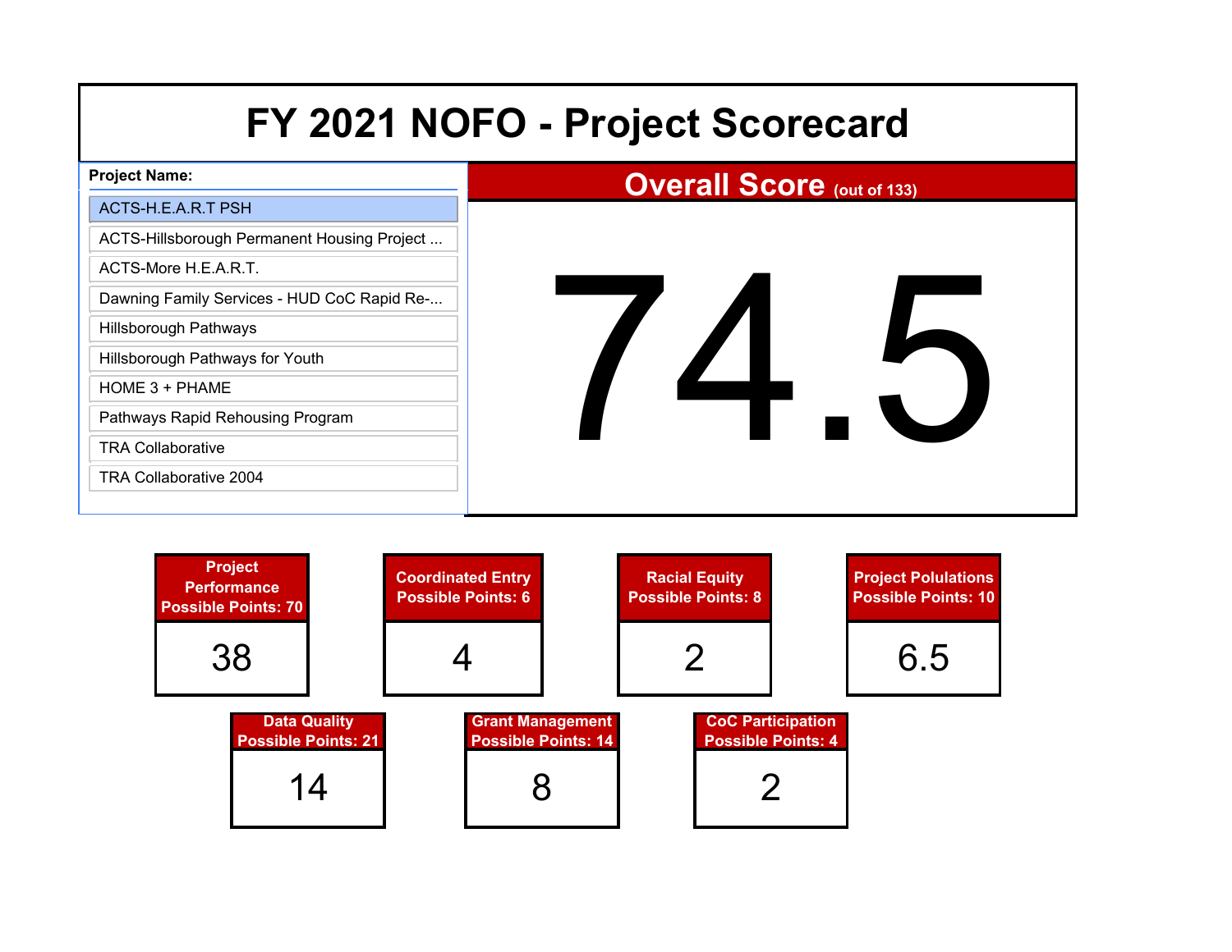# FY 2021 NOFO - Project Scorecard

**Project Name:**

- ACTS-H.E.A.R.T PSH
- ACTS-Hillsborough Permanent Housing Project ...
- ACTS-More H.E.A.R.T.
- Dawning Family Services - HUD CoC Rapid Re-...
- Hillsborough Pathways
- Hillsborough Pathways for Youth
- HOME 3 + PHAME
- Pathways Rapid Rehousing Program
- TRA Collaborative
- TRA Collaborative 2004

**Overall Score** (out of 133)

# 74.5

| Project Performance Possible Points: 70 | Coordinated Entry Possible Points: 6 | Racial Equity Possible Points: 8 | Project Polulations Possible Points: 10 |
|---|---|---|---|
| 38 | 4 | 2 | 6.5 |

| Data Quality Possible Points: 21 | Grant Management Possible Points: 14 | CoC Participation Possible Points: 4 |
|---|---|---|
| 14 | 8 | 2 |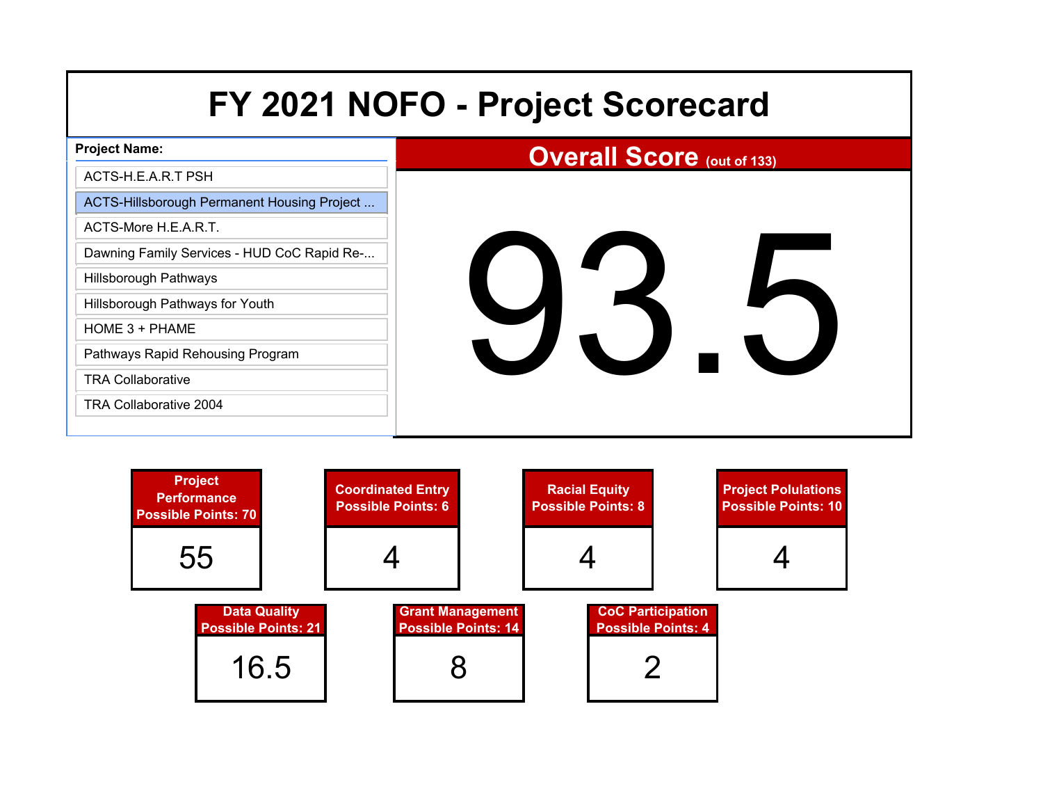# FY 2021 NOFO - Project Scorecard

**Project Name:**

- ACTS-H.E.A.R.T PSH
- ACTS-Hillsborough Permanent Housing Project ...
- ACTS-More H.E.A.R.T.
- Dawning Family Services - HUD CoC Rapid Re-...
- Hillsborough Pathways
- Hillsborough Pathways for Youth
- HOME 3 + PHAME
- Pathways Rapid Rehousing Program
- TRA Collaborative
- TRA Collaborative 2004

## Overall Score (out of 133)

# 93.5

| Project Performance Possible Points: 70 | Coordinated Entry Possible Points: 6 | Racial Equity Possible Points: 8 | Project Polulations Possible Points: 10 |
|---|---|---|---|
| 55 | 4 | 4 | 4 |

| Data Quality Possible Points: 21 | Grant Management Possible Points: 14 | CoC Participation Possible Points: 4 |
|---|---|---|
| 16.5 | 8 | 2 |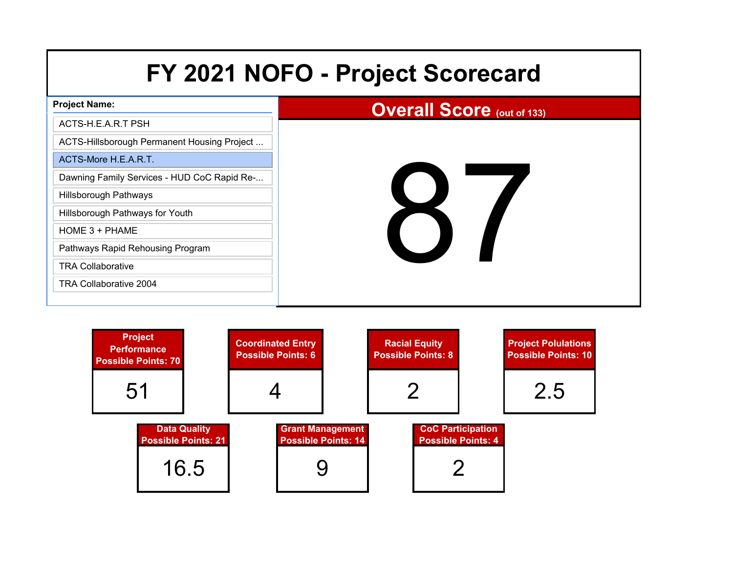# FY 2021 NOFO - Project Scorecard

**Project Name:**

- ACTS-H.E.A.R.T PSH
- ACTS-Hillsborough Permanent Housing Project ...
- ACTS-More H.E.A.R.T.
- Dawning Family Services - HUD CoC Rapid Re-...
- Hillsborough Pathways
- Hillsborough Pathways for Youth
- HOME 3 + PHAME
- Pathways Rapid Rehousing Program
- TRA Collaborative
- TRA Collaborative 2004

## Overall Score (out of 133)

# 87

| Category | Possible Points | Score |
|---|---|---|
| Project Performance | 70 | 51 |
| Coordinated Entry | 6 | 4 |
| Racial Equity | 8 | 2 |
| Project Polulations | 10 | 2.5 |
| Data Quality | 21 | 16.5 |
| Grant Management | 14 | 9 |
| CoC Participation | 4 | 2 |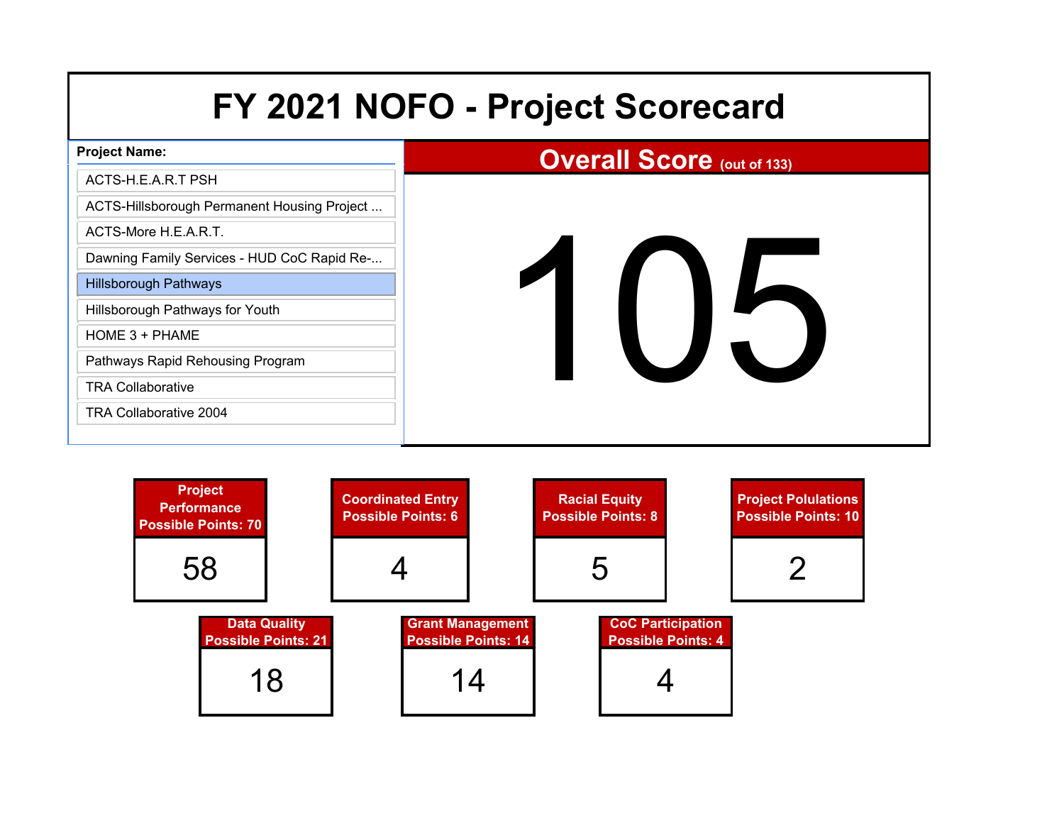# FY 2021 NOFO - Project Scorecard

**Project Name:**

- ACTS-H.E.A.R.T PSH
- ACTS-Hillsborough Permanent Housing Project ...
- ACTS-More H.E.A.R.T.
- Dawning Family Services - HUD CoC Rapid Re-...
- Hillsborough Pathways
- Hillsborough Pathways for Youth
- HOME 3 + PHAME
- Pathways Rapid Rehousing Program
- TRA Collaborative
- TRA Collaborative 2004

## Overall Score (out of 133)

# 105

| Project Performance Possible Points: 70 | Coordinated Entry Possible Points: 6 | Racial Equity Possible Points: 8 | Project Polulations Possible Points: 10 |
|---|---|---|---|
| 58 | 4 | 5 | 2 |

| Data Quality Possible Points: 21 | Grant Management Possible Points: 14 | CoC Participation Possible Points: 4 |
|---|---|---|
| 18 | 14 | 4 |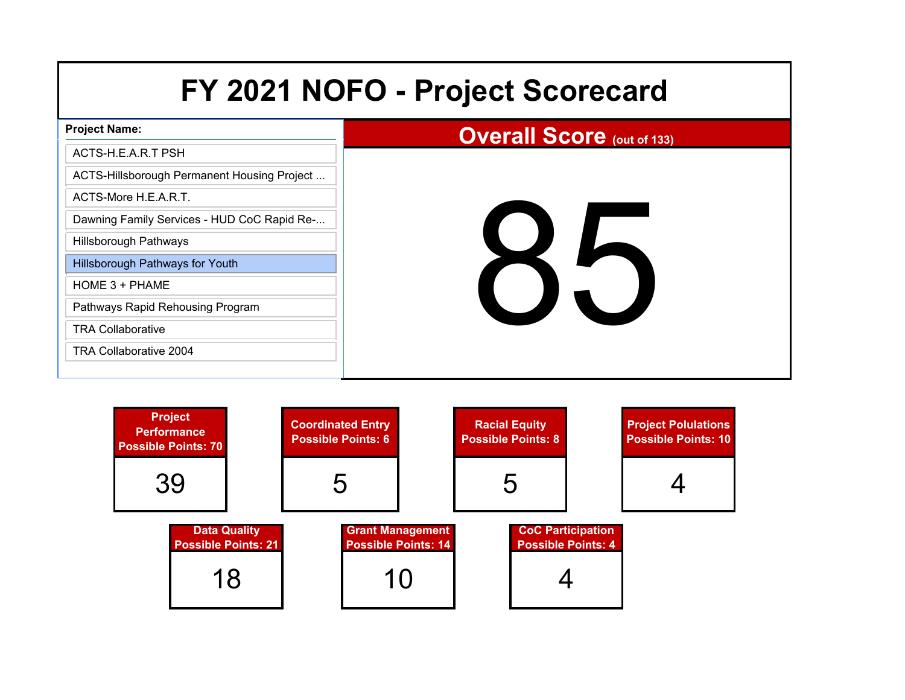# FY 2021 NOFO - Project Scorecard

**Project Name:**

- ACTS-H.E.A.R.T PSH
- ACTS-Hillsborough Permanent Housing Project ...
- ACTS-More H.E.A.R.T.
- Dawning Family Services - HUD CoC Rapid Re-...
- Hillsborough Pathways
- Hillsborough Pathways for Youth
- HOME 3 + PHAME
- Pathways Rapid Rehousing Program
- TRA Collaborative
- TRA Collaborative 2004

## Overall Score (out of 133)

# 85

| Project Performance Possible Points: 70 | Coordinated Entry Possible Points: 6 | Racial Equity Possible Points: 8 | Project Polulations Possible Points: 10 |
|---|---|---|---|
| 39 | 5 | 5 | 4 |

| Data Quality Possible Points: 21 | Grant Management Possible Points: 14 | CoC Participation Possible Points: 4 |
|---|---|---|
| 18 | 10 | 4 |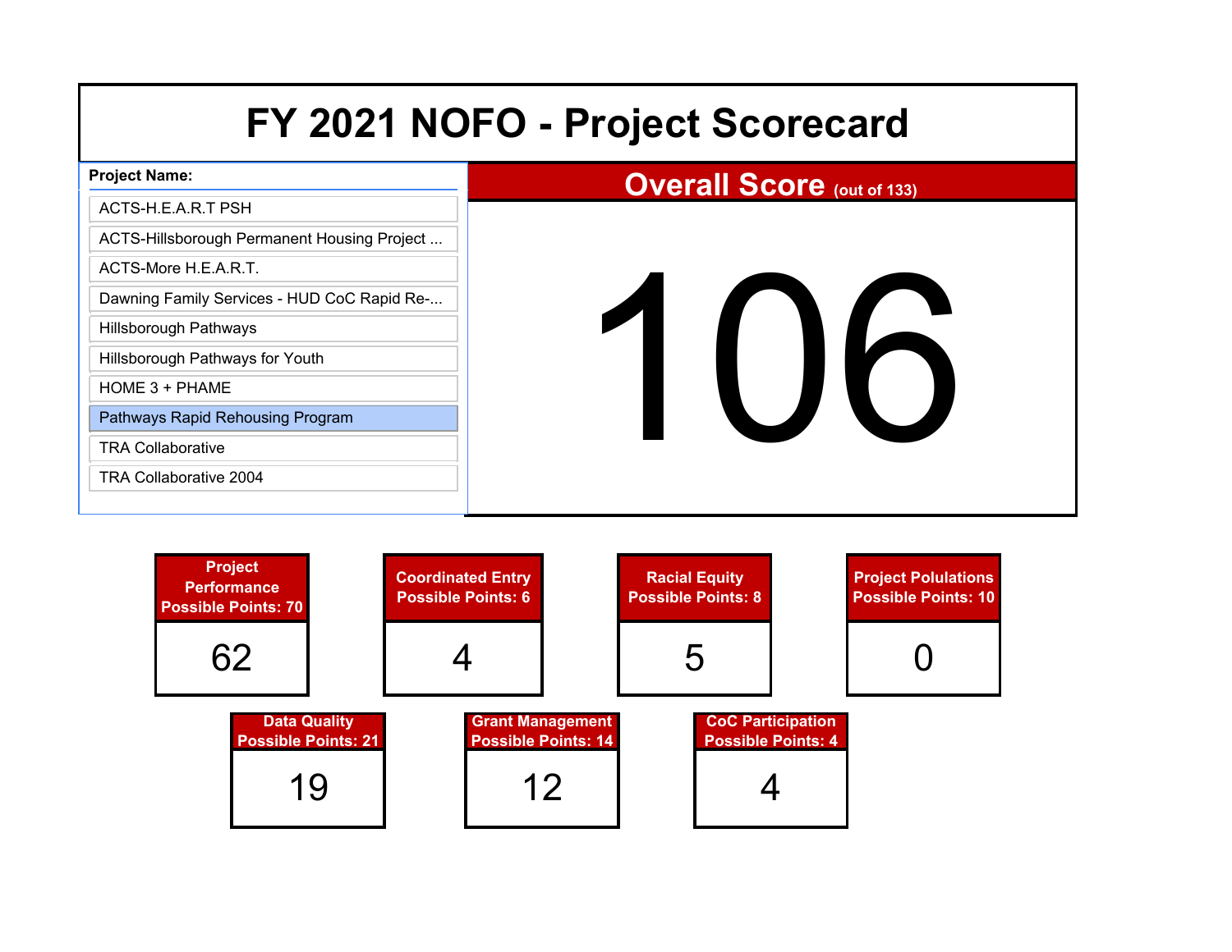# FY 2021 NOFO - Project Scorecard

**Project Name:**

- ACTS-H.E.A.R.T PSH
- ACTS-Hillsborough Permanent Housing Project ...
- ACTS-More H.E.A.R.T.
- Dawning Family Services - HUD CoC Rapid Re-...
- Hillsborough Pathways
- Hillsborough Pathways for Youth
- HOME 3 + PHAME
- Pathways Rapid Rehousing Program
- TRA Collaborative
- TRA Collaborative 2004

## Overall Score (out of 133)

# 106

| Category | Possible Points | Score |
|---|---|---|
| Project Performance | 70 | 62 |
| Coordinated Entry | 6 | 4 |
| Racial Equity | 8 | 5 |
| Project Polulations | 10 | 0 |
| Data Quality | 21 | 19 |
| Grant Management | 14 | 12 |
| CoC Participation | 4 | 4 |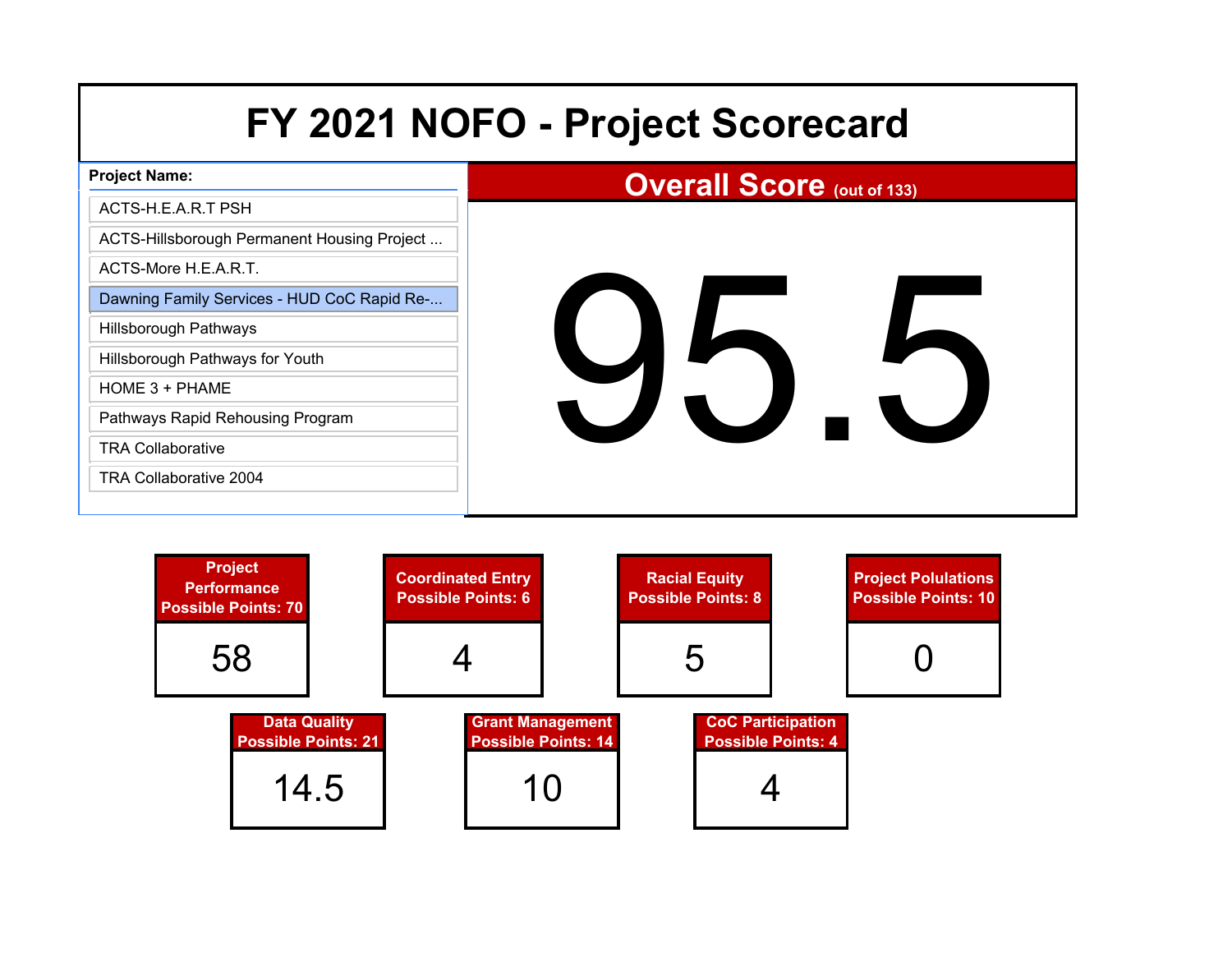# FY 2021 NOFO - Project Scorecard

**Project Name:**

- ACTS-H.E.A.R.T PSH
- ACTS-Hillsborough Permanent Housing Project ...
- ACTS-More H.E.A.R.T.
- Dawning Family Services - HUD CoC Rapid Re-...
- Hillsborough Pathways
- Hillsborough Pathways for Youth
- HOME 3 + PHAME
- Pathways Rapid Rehousing Program
- TRA Collaborative
- TRA Collaborative 2004

## Overall Score (out of 133)

# 95.5

| Category | Possible Points | Score |
|---|---|---|
| Project Performance | 70 | 58 |
| Coordinated Entry | 6 | 4 |
| Racial Equity | 8 | 5 |
| Project Polulations | 10 | 0 |
| Data Quality | 21 | 14.5 |
| Grant Management | 14 | 10 |
| CoC Participation | 4 | 4 |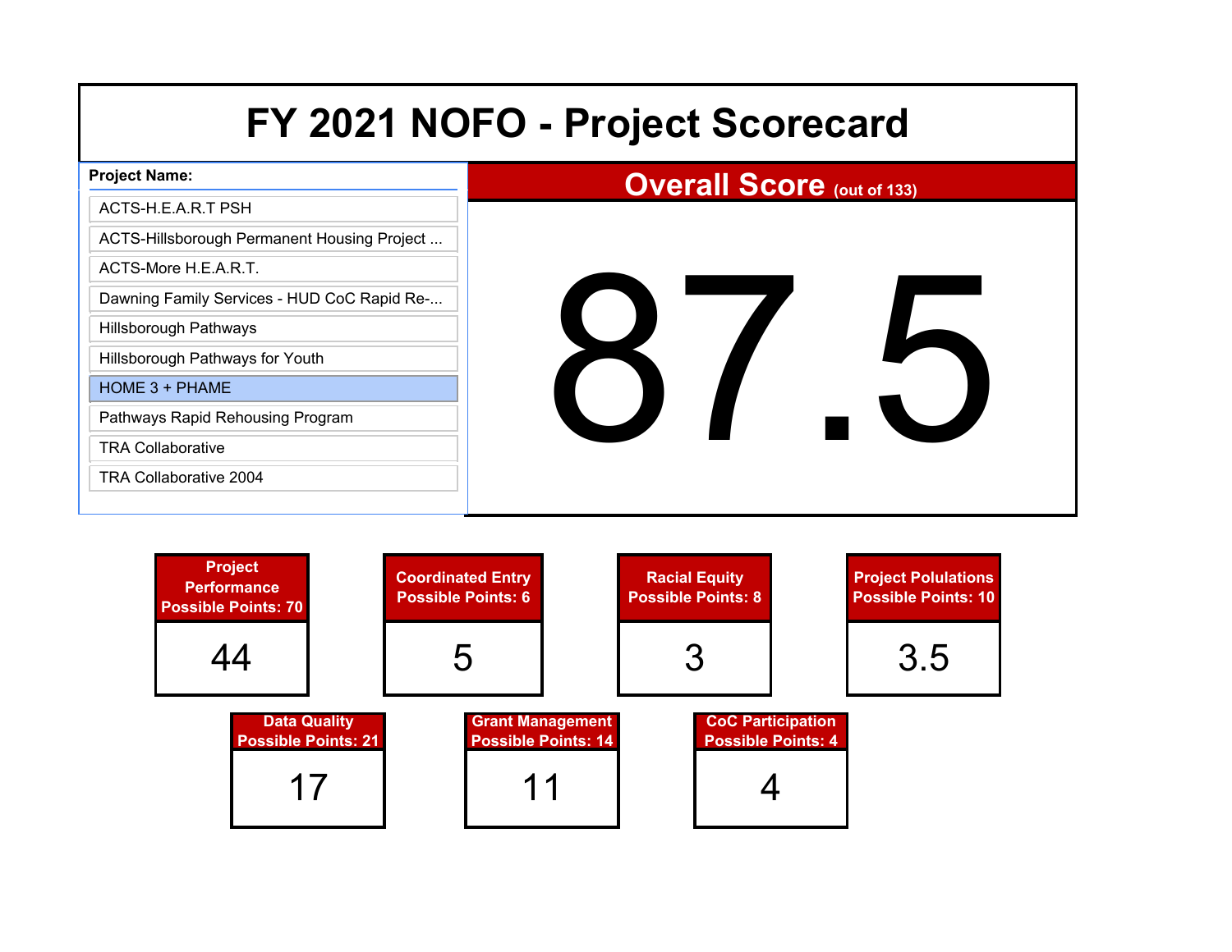# FY 2021 NOFO - Project Scorecard

**Project Name:**

- ACTS-H.E.A.R.T PSH
- ACTS-Hillsborough Permanent Housing Project ...
- ACTS-More H.E.A.R.T.
- Dawning Family Services - HUD CoC Rapid Re-...
- Hillsborough Pathways
- Hillsborough Pathways for Youth
- HOME 3 + PHAME
- Pathways Rapid Rehousing Program
- TRA Collaborative
- TRA Collaborative 2004

## Overall Score (out of 133)

# 87.5

| Project Performance Possible Points: 70 | Coordinated Entry Possible Points: 6 | Racial Equity Possible Points: 8 | Project Polulations Possible Points: 10 |
|---|---|---|---|
| 44 | 5 | 3 | 3.5 |

| Data Quality Possible Points: 21 | Grant Management Possible Points: 14 | CoC Participation Possible Points: 4 |
|---|---|---|
| 17 | 11 | 4 |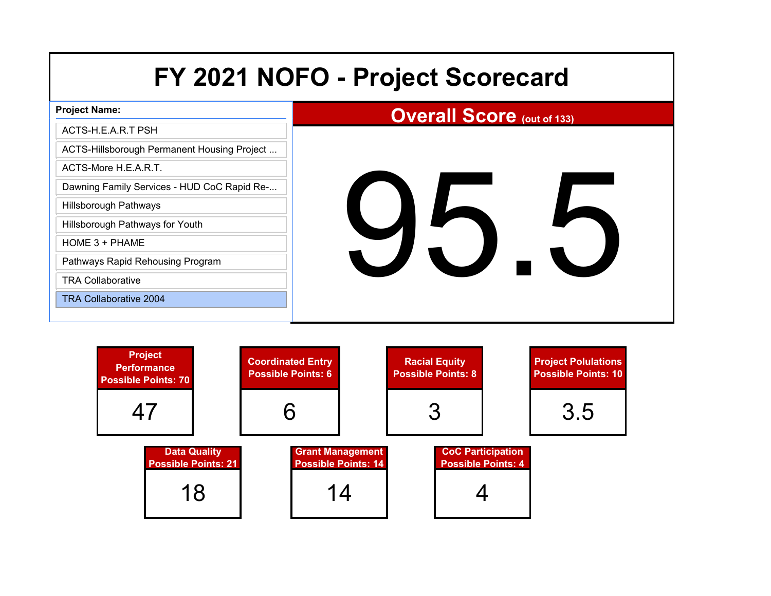# FY 2021 NOFO - Project Scorecard

**Project Name:**

- ACTS-H.E.A.R.T PSH
- ACTS-Hillsborough Permanent Housing Project ...
- ACTS-More H.E.A.R.T.
- Dawning Family Services - HUD CoC Rapid Re-...
- Hillsborough Pathways
- Hillsborough Pathways for Youth
- HOME 3 + PHAME
- Pathways Rapid Rehousing Program
- TRA Collaborative
- TRA Collaborative 2004

## Overall Score (out of 133)

# 95.5

| Project Performance Possible Points: 70 | Coordinated Entry Possible Points: 6 | Racial Equity Possible Points: 8 | Project Polulations Possible Points: 10 |
|---|---|---|---|
| 47 | 6 | 3 | 3.5 |

| Data Quality Possible Points: 21 | Grant Management Possible Points: 14 | CoC Participation Possible Points: 4 |
|---|---|---|
| 18 | 14 | 4 |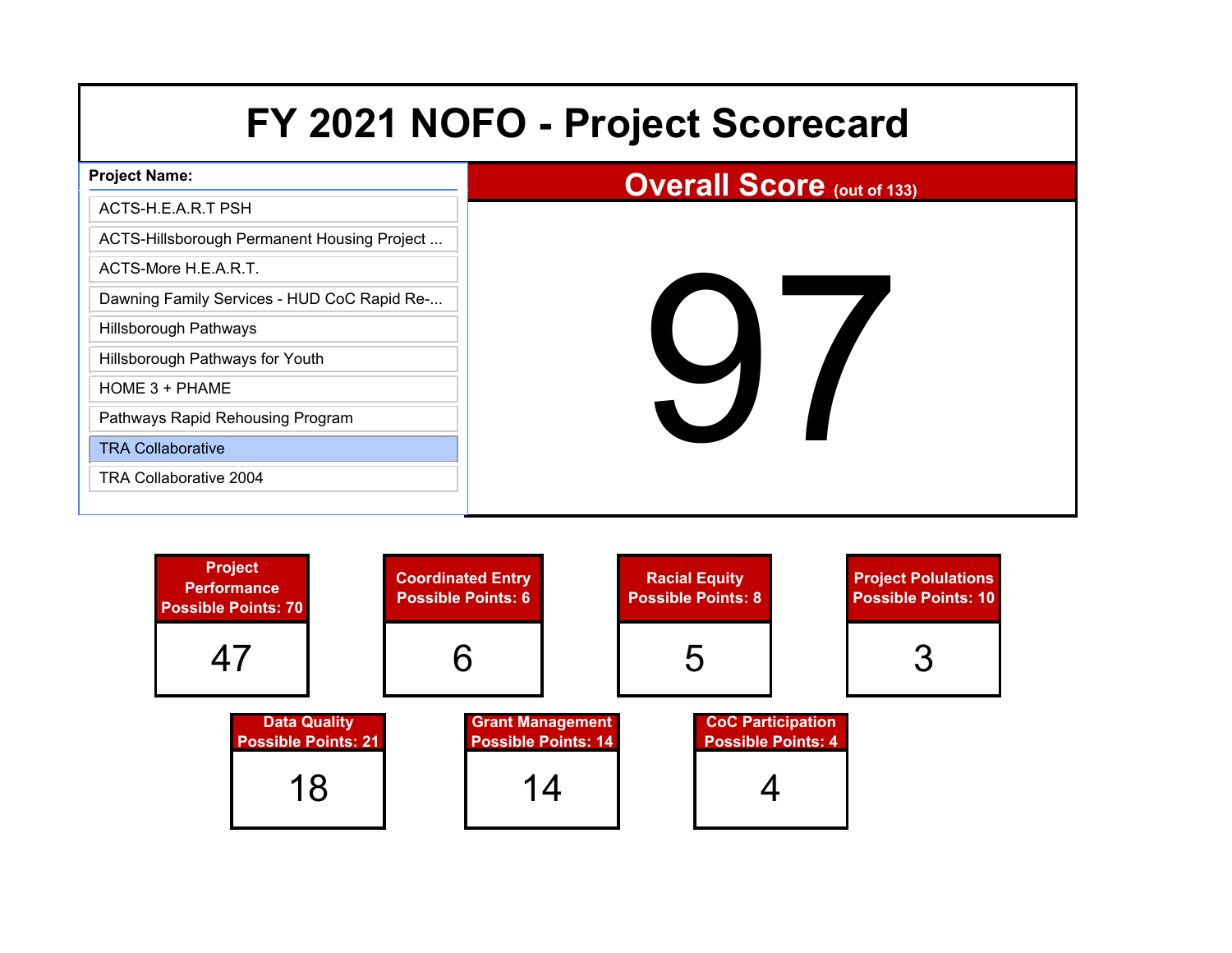# FY 2021 NOFO - Project Scorecard

**Project Name:**

- ACTS-H.E.A.R.T PSH
- ACTS-Hillsborough Permanent Housing Project ...
- ACTS-More H.E.A.R.T.
- Dawning Family Services - HUD CoC Rapid Re-...
- Hillsborough Pathways
- Hillsborough Pathways for Youth
- HOME 3 + PHAME
- Pathways Rapid Rehousing Program
- TRA Collaborative
- TRA Collaborative 2004

## Overall Score (out of 133)

97

| Project Performance Possible Points: 70 | Coordinated Entry Possible Points: 6 | Racial Equity Possible Points: 8 | Project Polulations Possible Points: 10 |
|---|---|---|---|
| 47 | 6 | 5 | 3 |

| Data Quality Possible Points: 21 | Grant Management Possible Points: 14 | CoC Participation Possible Points: 4 |
|---|---|---|
| 18 | 14 | 4 |